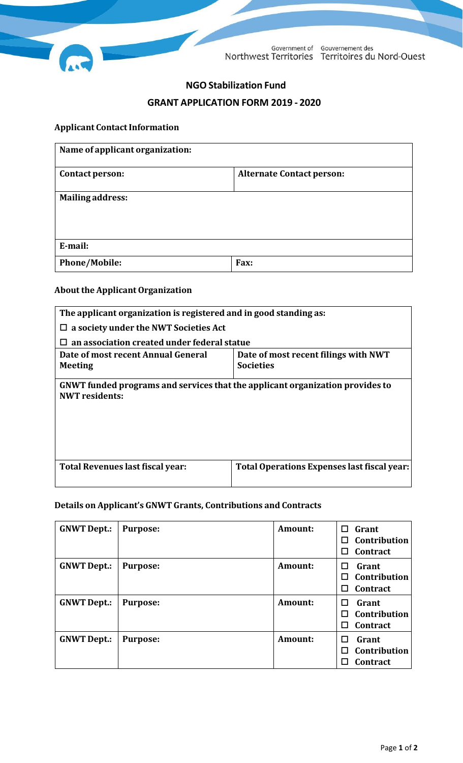Government of Northwest Territories | Gouvernement des Territoires du Nord-Ouest

# NGO Stabilization Fund

## GRANT APPLICATION FORM 2019 - 2020

### Applicant Contact Information

| **Name of applicant organization:** | |
|---|---|
| **Contact person:** | **Alternate Contact person:** |
| **Mailing address:** | |
| **E-mail:** | |
| **Phone/Mobile:** | **Fax:** |

### About the Applicant Organization

| **The applicant organization is registered and in good standing as:** | |
|---|---|
| ☐ **a society under the NWT Societies Act** | |
| ☐ **an association created under federal statue** | |
| **Date of most recent Annual General Meeting** | **Date of most recent filings with NWT Societies** |
| **GNWT funded programs and services that the applicant organization provides to NWT residents:** | |
| **Total Revenues last fiscal year:** | **Total Operations Expenses last fiscal year:** |

### Details on Applicant's GNWT Grants, Contributions and Contracts

| **GNWT Dept.:** | **Purpose:** | **Amount:** | ☐ **Grant** ☐ **Contribution** ☐ **Contract** |
|---|---|---|---|
| **GNWT Dept.:** | **Purpose:** | **Amount:** | ☐ **Grant** ☐ **Contribution** ☐ **Contract** |
| **GNWT Dept.:** | **Purpose:** | **Amount:** | ☐ **Grant** ☐ **Contribution** ☐ **Contract** |
| **GNWT Dept.:** | **Purpose:** | **Amount:** | ☐ **Grant** ☐ **Contribution** ☐ **Contract** |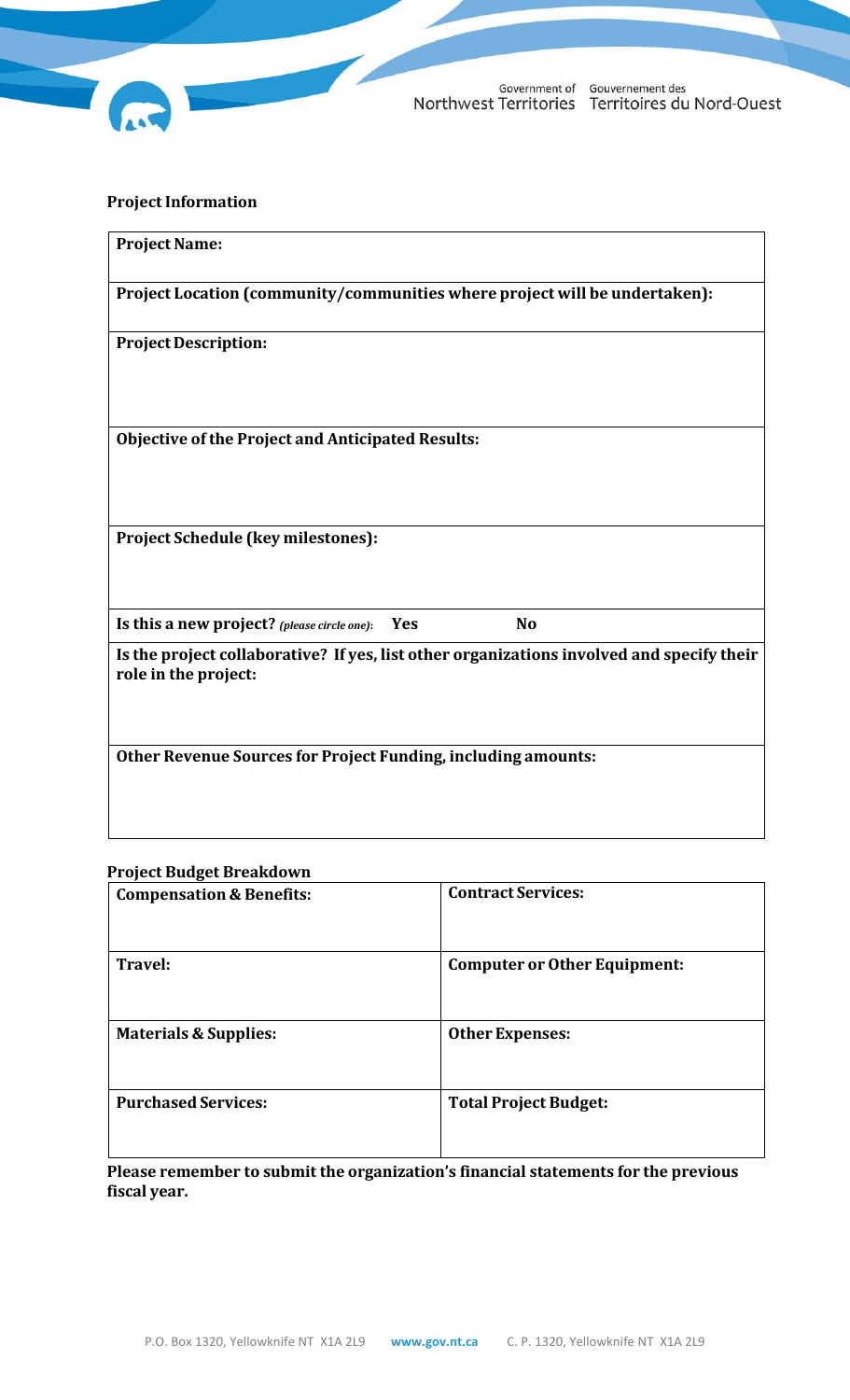**Project Information**

| |
|---|
| **Project Name:** |
| **Project Location (community/communities where project will be undertaken):** |
| **Project Description:** |
| **Objective of the Project and Anticipated Results:** |
| **Project Schedule (key milestones):** |
| **Is this a new project?** ***(please circle one)*****: Yes No** |
| **Is the project collaborative? If yes, list other organizations involved and specify their role in the project:** |
| **Other Revenue Sources for Project Funding, including amounts:** |

**Project Budget Breakdown**

| | |
|---|---|
| **Compensation & Benefits:** | **Contract Services:** |
| **Travel:** | **Computer or Other Equipment:** |
| **Materials & Supplies:** | **Other Expenses:** |
| **Purchased Services:** | **Total Project Budget:** |

**Please remember to submit the organization's financial statements for the previous fiscal year.**